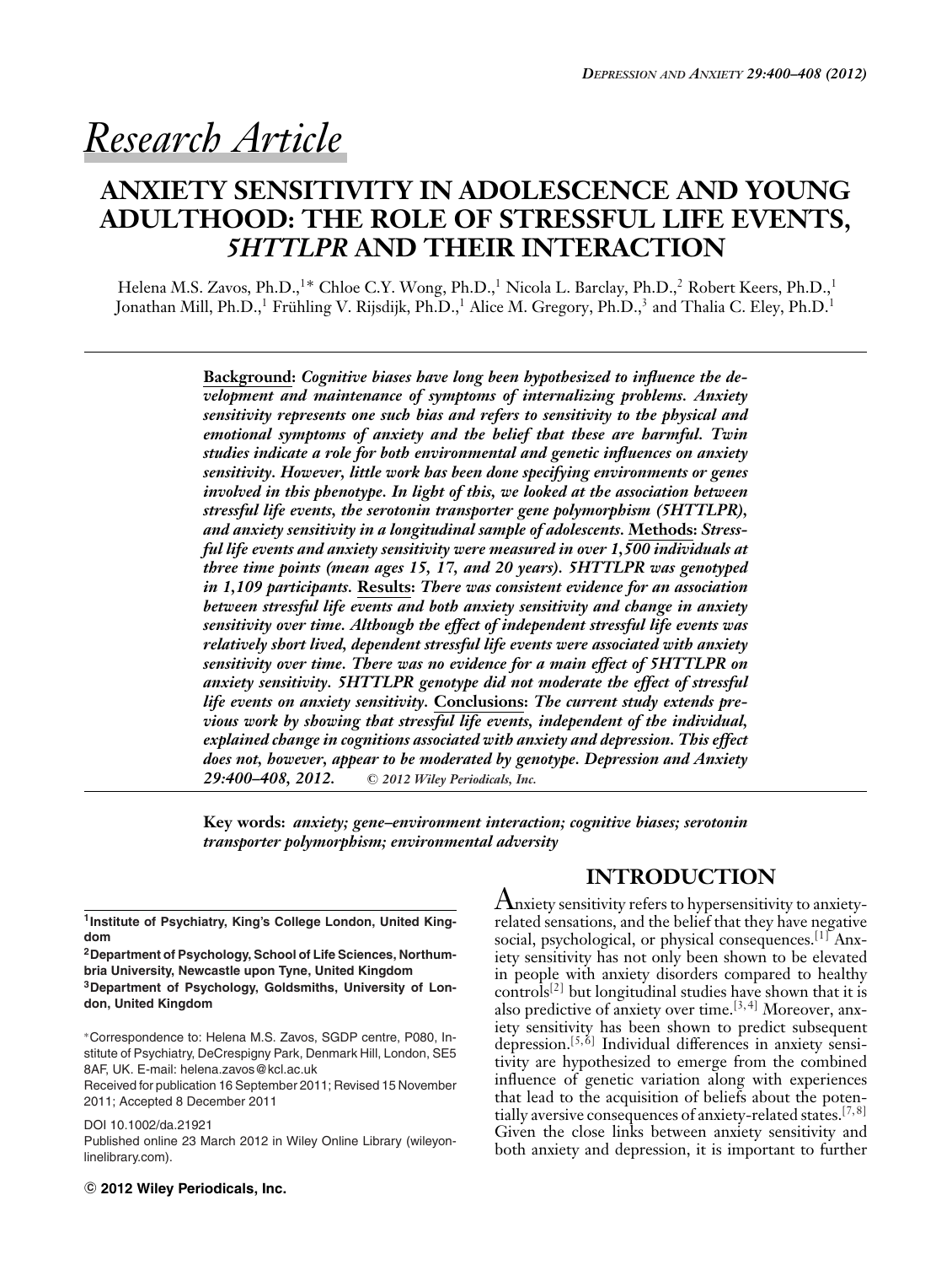*Research Article*

# ANXIETY SENSITIVITY IN ADOLESCENCE AND YOUNG ADULTHOOD: THE ROLE OF STRESSFUL LIFE EVENTS, *5HTTLPR* AND THEIR INTERACTION

Helena M.S. Zavos, Ph.D.,[1]* Chloe C.Y. Wong, Ph.D.,[1] Nicola L. Barclay, Ph.D.,[2] Robert Keers, Ph.D.,[1] Jonathan Mill, Ph.D.,[1] Frühling V. Rijsdijk, Ph.D.,[1] Alice M. Gregory, Ph.D.,[3] and Thalia C. Eley, Ph.D.[1]

**Background:** ***Cognitive biases have long been hypothesized to influence the development and maintenance of symptoms of internalizing problems. Anxiety sensitivity represents one such bias and refers to sensitivity to the physical and emotional symptoms of anxiety and the belief that these are harmful. Twin studies indicate a role for both environmental and genetic influences on anxiety sensitivity. However, little work has been done specifying environments or genes involved in this phenotype. In light of this, we looked at the association between stressful life events, the serotonin transporter gene polymorphism (5HTTLPR), and anxiety sensitivity in a longitudinal sample of adolescents.*** **Methods:** ***Stressful life events and anxiety sensitivity were measured in over 1,500 individuals at three time points (mean ages 15, 17, and 20 years). 5HTTLPR was genotyped in 1,109 participants.*** **Results:** ***There was consistent evidence for an association between stressful life events and both anxiety sensitivity and change in anxiety sensitivity over time. Although the effect of independent stressful life events was relatively short lived, dependent stressful life events were associated with anxiety sensitivity over time. There was no evidence for a main effect of 5HTTLPR on anxiety sensitivity. 5HTTLPR genotype did not moderate the effect of stressful life events on anxiety sensitivity.*** **Conclusions:** ***The current study extends previous work by showing that stressful life events, independent of the individual, explained change in cognitions associated with anxiety and depression. This effect does not, however, appear to be moderated by genotype. Depression and Anxiety 29:400–408, 2012.*** *© 2012 Wiley Periodicals, Inc.*

**Key words:** ***anxiety; gene–environment interaction; cognitive biases; serotonin transporter polymorphism; environmental adversity***

---

**[1]Institute of Psychiatry, King's College London, United Kingdom**

**[2]Department of Psychology, School of Life Sciences, Northumbria University, Newcastle upon Tyne, United Kingdom**

**[3]Department of Psychology, Goldsmiths, University of London, United Kingdom**

*Correspondence to: Helena M.S. Zavos, SGDP centre, P080, Institute of Psychiatry, DeCrespigny Park, Denmark Hill, London, SE5 8AF, UK. E-mail: helena.zavos@kcl.ac.uk

Received for publication 16 September 2011; Revised 15 November 2011; Accepted 8 December 2011

DOI 10.1002/da.21921

Published online 23 March 2012 in Wiley Online Library (wileyonlinelibrary.com).

## INTRODUCTION

Anxiety sensitivity refers to hypersensitivity to anxiety-related sensations, and the belief that they have negative social, psychological, or physical consequences.[1] Anxiety sensitivity has not only been shown to be elevated in people with anxiety disorders compared to healthy controls[2] but longitudinal studies have shown that it is also predictive of anxiety over time.[3,4] Moreover, anxiety sensitivity has been shown to predict subsequent depression.[5,6] Individual differences in anxiety sensitivity are hypothesized to emerge from the combined influence of genetic variation along with experiences that lead to the acquisition of beliefs about the potentially aversive consequences of anxiety-related states.[7,8] Given the close links between anxiety sensitivity and both anxiety and depression, it is important to further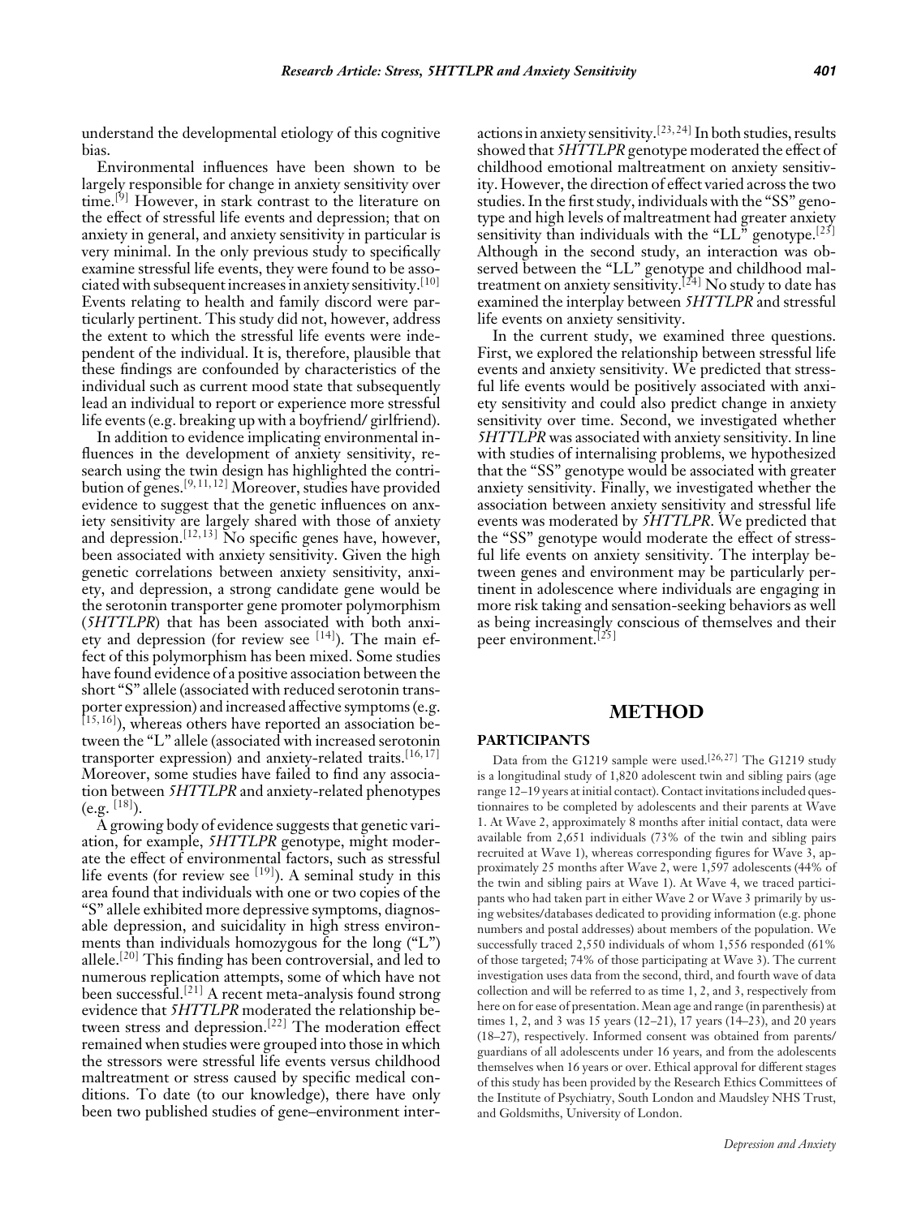understand the developmental etiology of this cognitive bias.

Environmental influences have been shown to be largely responsible for change in anxiety sensitivity over time.[9] However, in stark contrast to the literature on the effect of stressful life events and depression; that on anxiety in general, and anxiety sensitivity in particular is very minimal. In the only previous study to specifically examine stressful life events, they were found to be associated with subsequent increases in anxiety sensitivity.[10] Events relating to health and family discord were particularly pertinent. This study did not, however, address the extent to which the stressful life events were independent of the individual. It is, therefore, plausible that these findings are confounded by characteristics of the individual such as current mood state that subsequently lead an individual to report or experience more stressful life events (e.g. breaking up with a boyfriend/ girlfriend).

In addition to evidence implicating environmental influences in the development of anxiety sensitivity, research using the twin design has highlighted the contribution of genes.[9, 11, 12] Moreover, studies have provided evidence to suggest that the genetic influences on anxiety sensitivity are largely shared with those of anxiety and depression.[12, 13] No specific genes have, however, been associated with anxiety sensitivity. Given the high genetic correlations between anxiety sensitivity, anxiety, and depression, a strong candidate gene would be the serotonin transporter gene promoter polymorphism (*5HTTLPR*) that has been associated with both anxiety and depression (for review see [14]). The main effect of this polymorphism has been mixed. Some studies have found evidence of a positive association between the short "S" allele (associated with reduced serotonin transporter expression) and increased affective symptoms (e.g. [15, 16]), whereas others have reported an association between the "L" allele (associated with increased serotonin transporter expression) and anxiety-related traits.[16, 17] Moreover, some studies have failed to find any association between *5HTTLPR* and anxiety-related phenotypes (e.g. [18]).

A growing body of evidence suggests that genetic variation, for example, *5HTTLPR* genotype, might moderate the effect of environmental factors, such as stressful life events (for review see [19]). A seminal study in this area found that individuals with one or two copies of the "S" allele exhibited more depressive symptoms, diagnosable depression, and suicidality in high stress environments than individuals homozygous for the long ("L") allele.[20] This finding has been controversial, and led to numerous replication attempts, some of which have not been successful.[21] A recent meta-analysis found strong evidence that *5HTTLPR* moderated the relationship between stress and depression.[22] The moderation effect remained when studies were grouped into those in which the stressors were stressful life events versus childhood maltreatment or stress caused by specific medical conditions. To date (to our knowledge), there have only been two published studies of gene–environment interactions in anxiety sensitivity.[23, 24] In both studies, results showed that *5HTTLPR* genotype moderated the effect of childhood emotional maltreatment on anxiety sensitivity. However, the direction of effect varied across the two studies. In the first study, individuals with the "SS" genotype and high levels of maltreatment had greater anxiety sensitivity than individuals with the "LL" genotype.[23] Although in the second study, an interaction was observed between the "LL" genotype and childhood maltreatment on anxiety sensitivity.[24] No study to date has examined the interplay between *5HTTLPR* and stressful life events on anxiety sensitivity.

In the current study, we examined three questions. First, we explored the relationship between stressful life events and anxiety sensitivity. We predicted that stressful life events would be positively associated with anxiety sensitivity and could also predict change in anxiety sensitivity over time. Second, we investigated whether *5HTTLPR* was associated with anxiety sensitivity. In line with studies of internalising problems, we hypothesized that the "SS" genotype would be associated with greater anxiety sensitivity. Finally, we investigated whether the association between anxiety sensitivity and stressful life events was moderated by *5HTTLPR*. We predicted that the "SS" genotype would moderate the effect of stressful life events on anxiety sensitivity. The interplay between genes and environment may be particularly pertinent in adolescence where individuals are engaging in more risk taking and sensation-seeking behaviors as well as being increasingly conscious of themselves and their peer environment.[25]

# METHOD

## PARTICIPANTS

Data from the G1219 sample were used.[26, 27] The G1219 study is a longitudinal study of 1,820 adolescent twin and sibling pairs (age range 12–19 years at initial contact). Contact invitations included questionnaires to be completed by adolescents and their parents at Wave 1. At Wave 2, approximately 8 months after initial contact, data were available from 2,651 individuals (73% of the twin and sibling pairs recruited at Wave 1), whereas corresponding figures for Wave 3, approximately 25 months after Wave 2, were 1,597 adolescents (44% of the twin and sibling pairs at Wave 1). At Wave 4, we traced participants who had taken part in either Wave 2 or Wave 3 primarily by using websites/databases dedicated to providing information (e.g. phone numbers and postal addresses) about members of the population. We successfully traced 2,550 individuals of whom 1,556 responded (61% of those targeted; 74% of those participating at Wave 3). The current investigation uses data from the second, third, and fourth wave of data collection and will be referred to as time 1, 2, and 3, respectively from here on for ease of presentation. Mean age and range (in parenthesis) at times 1, 2, and 3 was 15 years (12–21), 17 years (14–23), and 20 years (18–27), respectively. Informed consent was obtained from parents/ guardians of all adolescents under 16 years, and from the adolescents themselves when 16 years or over. Ethical approval for different stages of this study has been provided by the Research Ethics Committees of the Institute of Psychiatry, South London and Maudsley NHS Trust, and Goldsmiths, University of London.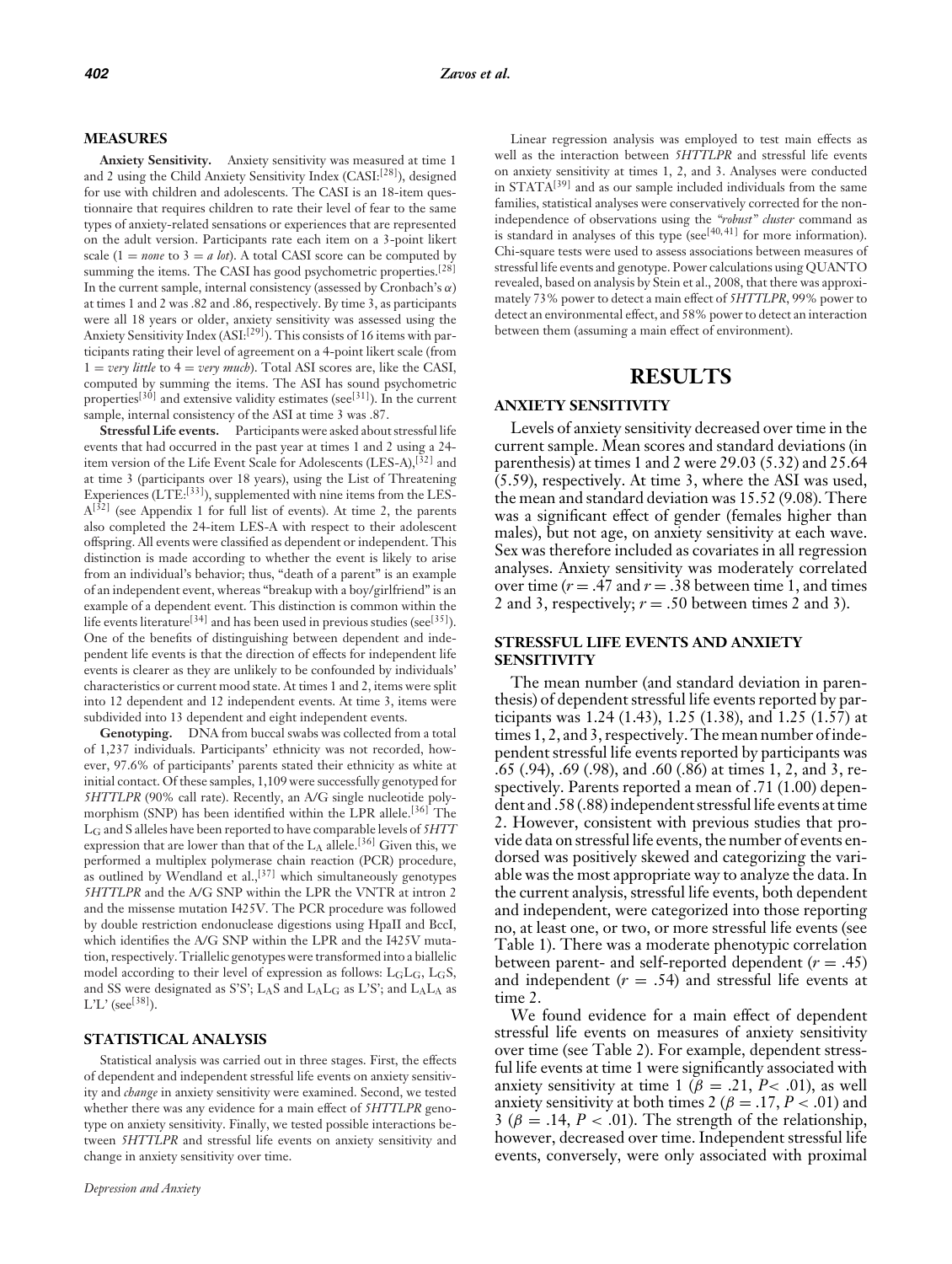## MEASURES

**Anxiety Sensitivity.** Anxiety sensitivity was measured at time 1 and 2 using the Child Anxiety Sensitivity Index (CASI:[28]), designed for use with children and adolescents. The CASI is an 18-item questionnaire that requires children to rate their level of fear to the same types of anxiety-related sensations or experiences that are represented on the adult version. Participants rate each item on a 3-point likert scale (1 = *none* to 3 = *a lot*). A total CASI score can be computed by summing the items. The CASI has good psychometric properties.[28] In the current sample, internal consistency (assessed by Cronbach's $\alpha$) at times 1 and 2 was .82 and .86, respectively. By time 3, as participants were all 18 years or older, anxiety sensitivity was assessed using the Anxiety Sensitivity Index (ASI:[29]). This consists of 16 items with participants rating their level of agreement on a 4-point likert scale (from 1 = *very little* to 4 = *very much*). Total ASI scores are, like the CASI, computed by summing the items. The ASI has sound psychometric properties[30] and extensive validity estimates (see[31]). In the current sample, internal consistency of the ASI at time 3 was .87.

**Stressful Life events.** Participants were asked about stressful life events that had occurred in the past year at times 1 and 2 using a 24-item version of the Life Event Scale for Adolescents (LES-A),[32] and at time 3 (participants over 18 years), using the List of Threatening Experiences (LTE:[33]), supplemented with nine items from the LES-A[32] (see Appendix 1 for full list of events). At time 2, the parents also completed the 24-item LES-A with respect to their adolescent offspring. All events were classified as dependent or independent. This distinction is made according to whether the event is likely to arise from an individual's behavior; thus, "death of a parent" is an example of an independent event, whereas "breakup with a boy/girlfriend" is an example of a dependent event. This distinction is common within the life events literature[34] and has been used in previous studies (see[35]). One of the benefits of distinguishing between dependent and independent life events is that the direction of effects for independent life events is clearer as they are unlikely to be confounded by individuals' characteristics or current mood state. At times 1 and 2, items were split into 12 dependent and 12 independent events. At time 3, items were subdivided into 13 dependent and eight independent events.

**Genotyping.** DNA from buccal swabs was collected from a total of 1,237 individuals. Participants' ethnicity was not recorded, however, 97.6% of participants' parents stated their ethnicity as white at initial contact. Of these samples, 1,109 were successfully genotyped for *5HTTLPR* (90% call rate). Recently, an A/G single nucleotide polymorphism (SNP) has been identified within the LPR allele.[36] The $L_G$ and S alleles have been reported to have comparable levels of *5HTT* expression that are lower than that of the $L_A$ allele.[36] Given this, we performed a multiplex polymerase chain reaction (PCR) procedure, as outlined by Wendland et al.,[37] which simultaneously genotypes *5HTTLPR* and the A/G SNP within the LPR the VNTR at intron 2 and the missense mutation I425V. The PCR procedure was followed by double restriction endonuclease digestions using HpaII and BccI, which identifies the A/G SNP within the LPR and the I425V mutation, respectively. Triallelic genotypes were transformed into a biallelic model according to their level of expression as follows: $L_GL_G$, $L_GS$, and SS were designated as S'S'; $L_AS$ and $L_AL_G$ as L'S'; and $L_AL_A$ as L'L' (see[38]).

## STATISTICAL ANALYSIS

Statistical analysis was carried out in three stages. First, the effects of dependent and independent stressful life events on anxiety sensitivity and *change* in anxiety sensitivity were examined. Second, we tested whether there was any evidence for a main effect of *5HTTLPR* genotype on anxiety sensitivity. Finally, we tested possible interactions between *5HTTLPR* and stressful life events on anxiety sensitivity and change in anxiety sensitivity over time.

Linear regression analysis was employed to test main effects as well as the interaction between *5HTTLPR* and stressful life events on anxiety sensitivity at times 1, 2, and 3. Analyses were conducted in STATA[39] and as our sample included individuals from the same families, statistical analyses were conservatively corrected for the non-independence of observations using the *"robust" cluster* command as is standard in analyses of this type (see[40,41] for more information). Chi-square tests were used to assess associations between measures of stressful life events and genotype. Power calculations using QUANTO revealed, based on analysis by Stein et al., 2008, that there was approximately 73% power to detect a main effect of *5HTTLPR*, 99% power to detect an environmental effect, and 58% power to detect an interaction between them (assuming a main effect of environment).

# RESULTS

## ANXIETY SENSITIVITY

Levels of anxiety sensitivity decreased over time in the current sample. Mean scores and standard deviations (in parenthesis) at times 1 and 2 were 29.03 (5.32) and 25.64 (5.59), respectively. At time 3, where the ASI was used, the mean and standard deviation was 15.52 (9.08). There was a significant effect of gender (females higher than males), but not age, on anxiety sensitivity at each wave. Sex was therefore included as covariates in all regression analyses. Anxiety sensitivity was moderately correlated over time ($r = .47$ and $r = .38$ between time 1, and times 2 and 3, respectively; $r = .50$ between times 2 and 3).

## STRESSFUL LIFE EVENTS AND ANXIETY SENSITIVITY

The mean number (and standard deviation in parenthesis) of dependent stressful life events reported by participants was 1.24 (1.43), 1.25 (1.38), and 1.25 (1.57) at times 1, 2, and 3, respectively. The mean number of independent stressful life events reported by participants was .65 (.94), .69 (.98), and .60 (.86) at times 1, 2, and 3, respectively. Parents reported a mean of .71 (1.00) dependent and .58 (.88) independent stressful life events at time 2. However, consistent with previous studies that provide data on stressful life events, the number of events endorsed was positively skewed and categorizing the variable was the most appropriate way to analyze the data. In the current analysis, stressful life events, both dependent and independent, were categorized into those reporting no, at least one, or two, or more stressful life events (see Table 1). There was a moderate phenotypic correlation between parent- and self-reported dependent ($r = .45$) and independent ($r = .54$) and stressful life events at time 2.

We found evidence for a main effect of dependent stressful life events on measures of anxiety sensitivity over time (see Table 2). For example, dependent stressful life events at time 1 were significantly associated with anxiety sensitivity at time 1 ($\beta = .21$, $P < .01$), as well anxiety sensitivity at both times 2 ($\beta = .17$, $P < .01$) and 3 ($\beta = .14$, $P < .01$). The strength of the relationship, however, decreased over time. Independent stressful life events, conversely, were only associated with proximal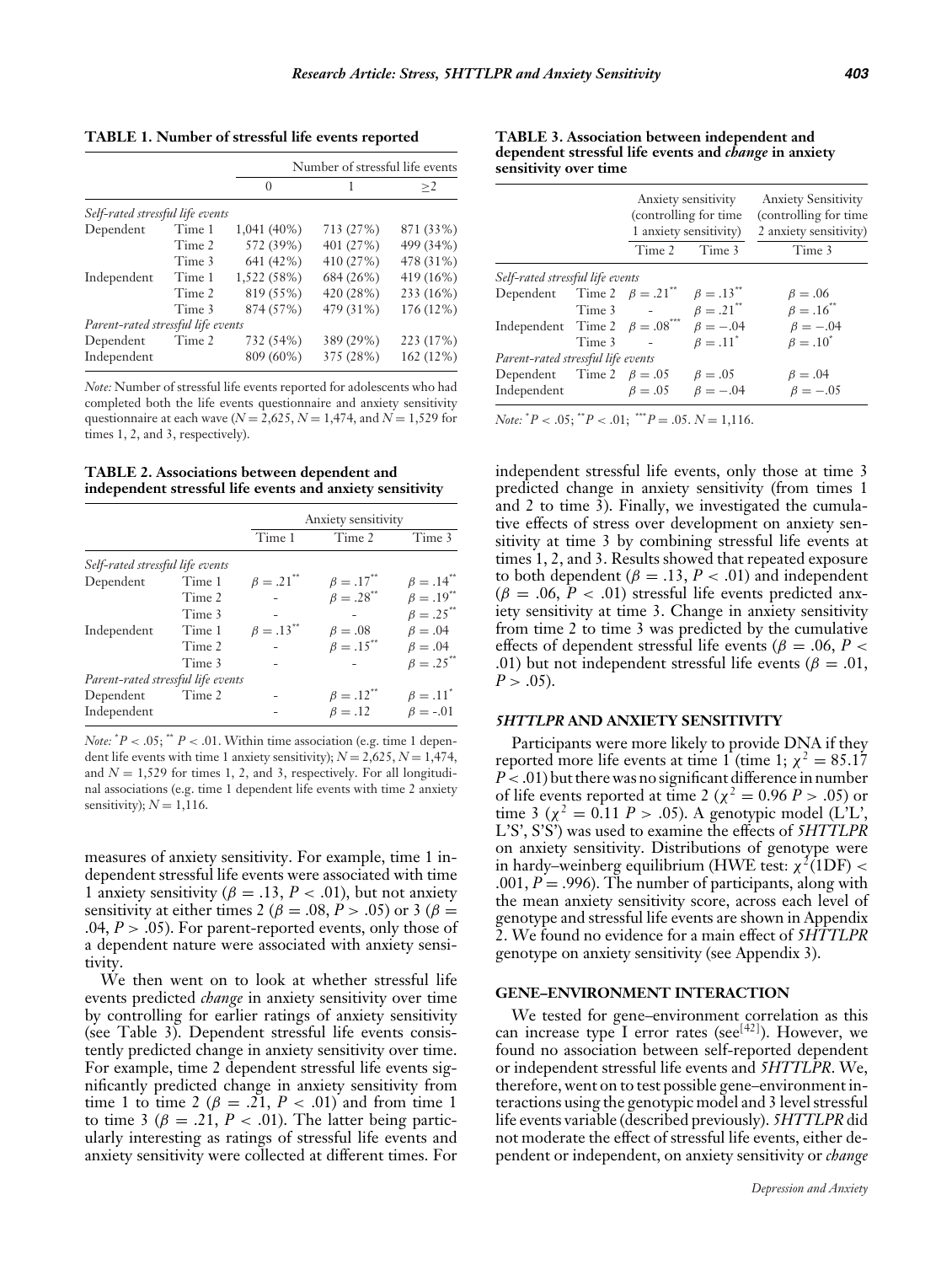**TABLE 1. Number of stressful life events reported**

| | | Number of stressful life events | | |
|---|---|---|---|---|
| | | 0 | 1 | ≥2 |
| *Self-rated stressful life events* | | | | |
| Dependent | Time 1 | 1,041 (40%) | 713 (27%) | 871 (33%) |
| | Time 2 | 572 (39%) | 401 (27%) | 499 (34%) |
| | Time 3 | 641 (42%) | 410 (27%) | 478 (31%) |
| Independent | Time 1 | 1,522 (58%) | 684 (26%) | 419 (16%) |
| | Time 2 | 819 (55%) | 420 (28%) | 233 (16%) |
| | Time 3 | 874 (57%) | 479 (31%) | 176 (12%) |
| *Parent-rated stressful life events* | | | | |
| Dependent | Time 2 | 732 (54%) | 389 (29%) | 223 (17%) |
| Independent | | 809 (60%) | 375 (28%) | 162 (12%) |

*Note:* Number of stressful life events reported for adolescents who had completed both the life events questionnaire and anxiety sensitivity questionnaire at each wave ($N = 2{,}625$, $N = 1{,}474$, and $N = 1{,}529$ for times 1, 2, and 3, respectively).

**TABLE 2. Associations between dependent and independent stressful life events and anxiety sensitivity**

| | | Anxiety sensitivity | | |
|---|---|---|---|---|
| | | Time 1 | Time 2 | Time 3 |
| *Self-rated stressful life events* | | | | |
| Dependent | Time 1 | $\beta = .21^{**}$ | $\beta = .17^{**}$ | $\beta = .14^{**}$ |
| | Time 2 | - | $\beta = .28^{**}$ | $\beta = .19^{**}$ |
| | Time 3 | - | - | $\beta = .25^{**}$ |
| Independent | Time 1 | $\beta = .13^{**}$ | $\beta = .08$ | $\beta = .04$ |
| | Time 2 | - | $\beta = .15^{**}$ | $\beta = .04$ |
| | Time 3 | - | - | $\beta = .25^{**}$ |
| *Parent-rated stressful life events* | | | | |
| Dependent | Time 2 | - | $\beta = .12^{**}$ | $\beta = .11^{*}$ |
| Independent | | - | $\beta = .12$ | $\beta = -.01$ |

*Note:* $^{*}P < .05$; $^{**}P < .01$. Within time association (e.g. time 1 dependent life events with time 1 anxiety sensitivity); $N = 2{,}625$, $N = 1{,}474$, and $N = 1{,}529$ for times 1, 2, and 3, respectively. For all longitudinal associations (e.g. time 1 dependent life events with time 2 anxiety sensitivity); $N = 1{,}116$.

measures of anxiety sensitivity. For example, time 1 independent stressful life events were associated with time 1 anxiety sensitivity ($\beta = .13$, $P < .01$), but not anxiety sensitivity at either times 2 ($\beta = .08$, $P > .05$) or 3 ($\beta = .04$, $P > .05$). For parent-reported events, only those of a dependent nature were associated with anxiety sensitivity.

We then went on to look at whether stressful life events predicted *change* in anxiety sensitivity over time by controlling for earlier ratings of anxiety sensitivity (see Table 3). Dependent stressful life events consistently predicted change in anxiety sensitivity over time. For example, time 2 dependent stressful life events significantly predicted change in anxiety sensitivity from time 1 to time 2 ($\beta = .21$, $P < .01$) and from time 1 to time 3 ($\beta = .21$, $P < .01$). The latter being particularly interesting as ratings of stressful life events and anxiety sensitivity were collected at different times. For

**TABLE 3. Association between independent and dependent stressful life events and *change* in anxiety sensitivity over time**

| | | Anxiety sensitivity (controlling for time 1 anxiety sensitivity) | | Anxiety Sensitivity (controlling for time 2 anxiety sensitivity) |
|---|---|---|---|---|
| | | Time 2 | Time 3 | Time 3 |
| *Self-rated stressful life events* | | | | |
| Dependent | Time 2 | $\beta = .21^{**}$ | $\beta = .13^{**}$ | $\beta = .06$ |
| | Time 3 | - | $\beta = .21^{**}$ | $\beta = .16^{**}$ |
| Independent | Time 2 | $\beta = .08^{***}$ | $\beta = -.04$ | $\beta = -.04$ |
| | Time 3 | - | $\beta = .11^{*}$ | $\beta = .10^{*}$ |
| *Parent-rated stressful life events* | | | | |
| Dependent | Time 2 | $\beta = .05$ | $\beta = .05$ | $\beta = .04$ |
| Independent | | $\beta = .05$ | $\beta = -.04$ | $\beta = -.05$ |

*Note:* $^{*}P < .05$; $^{**}P < .01$; $^{***}P = .05$. $N = 1{,}116$.

independent stressful life events, only those at time 3 predicted change in anxiety sensitivity (from times 1 and 2 to time 3). Finally, we investigated the cumulative effects of stress over development on anxiety sensitivity at time 3 by combining stressful life events at times 1, 2, and 3. Results showed that repeated exposure to both dependent ($\beta = .13$, $P < .01$) and independent ($\beta = .06$, $P < .01$) stressful life events predicted anxiety sensitivity at time 3. Change in anxiety sensitivity from time 2 to time 3 was predicted by the cumulative effects of dependent stressful life events ($\beta = .06$, $P < .01$) but not independent stressful life events ($\beta = .01$, $P > .05$).

## *5HTTLPR* AND ANXIETY SENSITIVITY

Participants were more likely to provide DNA if they reported more life events at time 1 (time 1; $\chi^2 = 85.17$ $P < .01$) but there was no significant difference in number of life events reported at time 2 ($\chi^2 = 0.96$ $P > .05$) or time 3 ($\chi^2 = 0.11$ $P > .05$). A genotypic model (L'L', L'S', S'S') was used to examine the effects of *5HTTLPR* on anxiety sensitivity. Distributions of genotype were in hardy–weinberg equilibrium (HWE test: $\chi^2(1\text{DF}) < .001$, $P = .996$). The number of participants, along with the mean anxiety sensitivity score, across each level of genotype and stressful life events are shown in Appendix 2. We found no evidence for a main effect of *5HTTLPR* genotype on anxiety sensitivity (see Appendix 3).

## GENE–ENVIRONMENT INTERACTION

We tested for gene–environment correlation as this can increase type I error rates (see[42]). However, we found no association between self-reported dependent or independent stressful life events and *5HTTLPR*. We, therefore, went on to test possible gene–environment interactions using the genotypic model and 3 level stressful life events variable (described previously). *5HTTLPR* did not moderate the effect of stressful life events, either dependent or independent, on anxiety sensitivity or *change*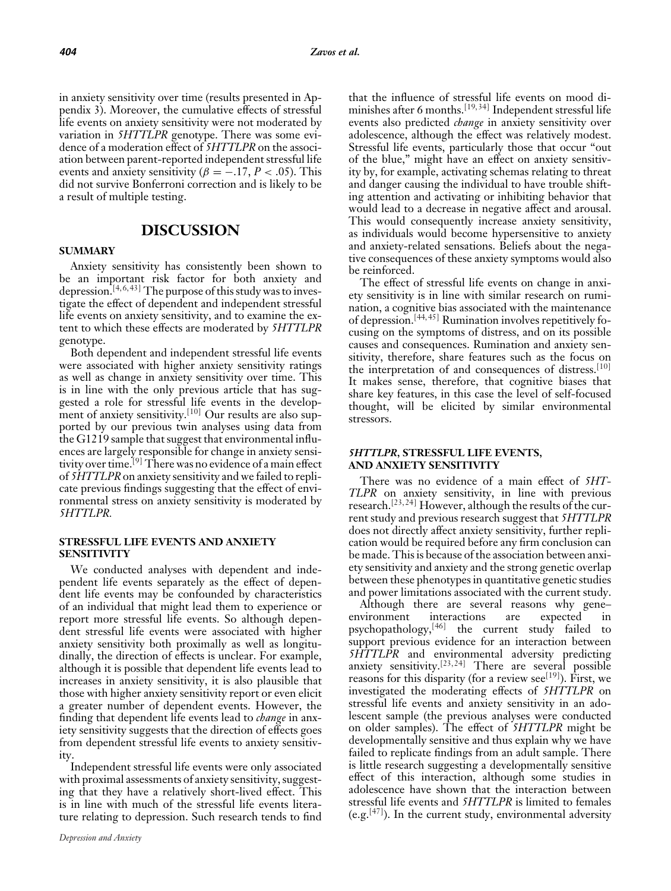in anxiety sensitivity over time (results presented in Appendix 3). Moreover, the cumulative effects of stressful life events on anxiety sensitivity were not moderated by variation in *5HTTLPR* genotype. There was some evidence of a moderation effect of *5HTTLPR* on the association between parent-reported independent stressful life events and anxiety sensitivity ($\beta = -.17$, $P < .05$). This did not survive Bonferroni correction and is likely to be a result of multiple testing.

# DISCUSSION

## SUMMARY

Anxiety sensitivity has consistently been shown to be an important risk factor for both anxiety and depression.[4,6,43] The purpose of this study was to investigate the effect of dependent and independent stressful life events on anxiety sensitivity, and to examine the extent to which these effects are moderated by *5HTTLPR* genotype.

Both dependent and independent stressful life events were associated with higher anxiety sensitivity ratings as well as change in anxiety sensitivity over time. This is in line with the only previous article that has suggested a role for stressful life events in the development of anxiety sensitivity.[10] Our results are also supported by our previous twin analyses using data from the G1219 sample that suggest that environmental influences are largely responsible for change in anxiety sensitivity over time.[9] There was no evidence of a main effect of *5HTTLPR* on anxiety sensitivity and we failed to replicate previous findings suggesting that the effect of environmental stress on anxiety sensitivity is moderated by *5HTTLPR*.

## STRESSFUL LIFE EVENTS AND ANXIETY SENSITIVITY

We conducted analyses with dependent and independent life events separately as the effect of dependent life events may be confounded by characteristics of an individual that might lead them to experience or report more stressful life events. So although dependent stressful life events were associated with higher anxiety sensitivity both proximally as well as longitudinally, the direction of effects is unclear. For example, although it is possible that dependent life events lead to increases in anxiety sensitivity, it is also plausible that those with higher anxiety sensitivity report or even elicit a greater number of dependent events. However, the finding that dependent life events lead to *change* in anxiety sensitivity suggests that the direction of effects goes from dependent stressful life events to anxiety sensitivity.

Independent stressful life events were only associated with proximal assessments of anxiety sensitivity, suggesting that they have a relatively short-lived effect. This is in line with much of the stressful life events literature relating to depression. Such research tends to find that the influence of stressful life events on mood diminishes after 6 months.[19,34] Independent stressful life events also predicted *change* in anxiety sensitivity over adolescence, although the effect was relatively modest. Stressful life events, particularly those that occur "out of the blue," might have an effect on anxiety sensitivity by, for example, activating schemas relating to threat and danger causing the individual to have trouble shifting attention and activating or inhibiting behavior that would lead to a decrease in negative affect and arousal. This would consequently increase anxiety sensitivity, as individuals would become hypersensitive to anxiety and anxiety-related sensations. Beliefs about the negative consequences of these anxiety symptoms would also be reinforced.

The effect of stressful life events on change in anxiety sensitivity is in line with similar research on rumination, a cognitive bias associated with the maintenance of depression.[44,45] Rumination involves repetitively focusing on the symptoms of distress, and on its possible causes and consequences. Rumination and anxiety sensitivity, therefore, share features such as the focus on the interpretation of and consequences of distress.[10] It makes sense, therefore, that cognitive biases that share key features, in this case the level of self-focused thought, will be elicited by similar environmental stressors.

## *5HTTLPR*, STRESSFUL LIFE EVENTS, AND ANXIETY SENSITIVITY

There was no evidence of a main effect of *5HTTLPR* on anxiety sensitivity, in line with previous research.[23,24] However, although the results of the current study and previous research suggest that *5HTTLPR* does not directly affect anxiety sensitivity, further replication would be required before any firm conclusion can be made. This is because of the association between anxiety sensitivity and anxiety and the strong genetic overlap between these phenotypes in quantitative genetic studies and power limitations associated with the current study.

Although there are several reasons why gene–environment interactions are expected in psychopathology,[46] the current study failed to support previous evidence for an interaction between *5HTTLPR* and environmental adversity predicting anxiety sensitivity.[23,24] There are several possible reasons for this disparity (for a review see[19]). First, we investigated the moderating effects of *5HTTLPR* on stressful life events and anxiety sensitivity in an adolescent sample (the previous analyses were conducted on older samples). The effect of *5HTTLPR* might be developmentally sensitive and thus explain why we have failed to replicate findings from an adult sample. There is little research suggesting a developmentally sensitive effect of this interaction, although some studies in adolescence have shown that the interaction between stressful life events and *5HTTLPR* is limited to females (e.g.[47]). In the current study, environmental adversity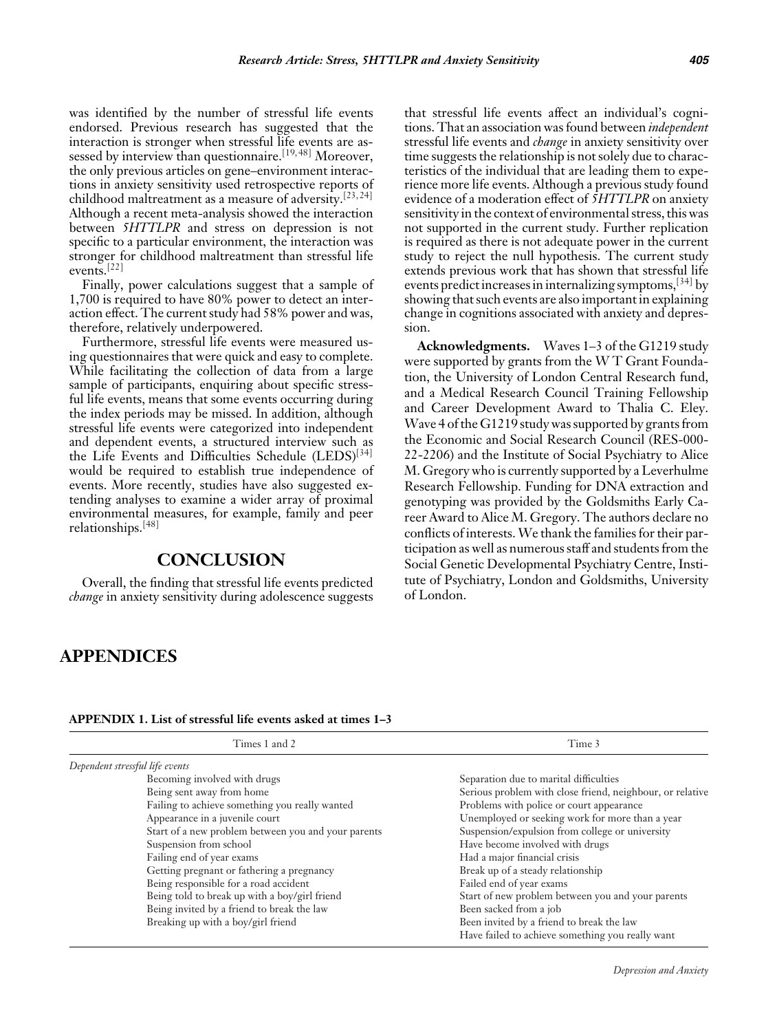was identified by the number of stressful life events endorsed. Previous research has suggested that the interaction is stronger when stressful life events are assessed by interview than questionnaire.[19,48] Moreover, the only previous articles on gene–environment interactions in anxiety sensitivity used retrospective reports of childhood maltreatment as a measure of adversity.[23,24] Although a recent meta-analysis showed the interaction between *5HTTLPR* and stress on depression is not specific to a particular environment, the interaction was stronger for childhood maltreatment than stressful life events.[22]

Finally, power calculations suggest that a sample of 1,700 is required to have 80% power to detect an interaction effect. The current study had 58% power and was, therefore, relatively underpowered.

Furthermore, stressful life events were measured using questionnaires that were quick and easy to complete. While facilitating the collection of data from a large sample of participants, enquiring about specific stressful life events, means that some events occurring during the index periods may be missed. In addition, although stressful life events were categorized into independent and dependent events, a structured interview such as the Life Events and Difficulties Schedule (LEDS)[34] would be required to establish true independence of events. More recently, studies have also suggested extending analyses to examine a wider array of proximal environmental measures, for example, family and peer relationships.[48]

## CONCLUSION

Overall, the finding that stressful life events predicted *change* in anxiety sensitivity during adolescence suggests that stressful life events affect an individual's cognitions. That an association was found between *independent* stressful life events and *change* in anxiety sensitivity over time suggests the relationship is not solely due to characteristics of the individual that are leading them to experience more life events. Although a previous study found evidence of a moderation effect of *5HTTLPR* on anxiety sensitivity in the context of environmental stress, this was not supported in the current study. Further replication is required as there is not adequate power in the current study to reject the null hypothesis. The current study extends previous work that has shown that stressful life events predict increases in internalizing symptoms,[34] by showing that such events are also important in explaining change in cognitions associated with anxiety and depression.

**Acknowledgments.** Waves 1–3 of the G1219 study were supported by grants from the W T Grant Foundation, the University of London Central Research fund, and a Medical Research Council Training Fellowship and Career Development Award to Thalia C. Eley. Wave 4 of the G1219 study was supported by grants from the Economic and Social Research Council (RES-000-22-2206) and the Institute of Social Psychiatry to Alice M. Gregory who is currently supported by a Leverhulme Research Fellowship. Funding for DNA extraction and genotyping was provided by the Goldsmiths Early Career Award to Alice M. Gregory. The authors declare no conflicts of interests. We thank the families for their participation as well as numerous staff and students from the Social Genetic Developmental Psychiatry Centre, Institute of Psychiatry, London and Goldsmiths, University of London.

## APPENDICES

**APPENDIX 1. List of stressful life events asked at times 1–3**

| Times 1 and 2 | Time 3 |
|---|---|
| *Dependent stressful life events* | |
| Becoming involved with drugs | Separation due to marital difficulties |
| Being sent away from home | Serious problem with close friend, neighbour, or relative |
| Failing to achieve something you really wanted | Problems with police or court appearance |
| Appearance in a juvenile court | Unemployed or seeking work for more than a year |
| Start of a new problem between you and your parents | Suspension/expulsion from college or university |
| Suspension from school | Have become involved with drugs |
| Failing end of year exams | Had a major financial crisis |
| Getting pregnant or fathering a pregnancy | Break up of a steady relationship |
| Being responsible for a road accident | Failed end of year exams |
| Being told to break up with a boy/girl friend | Start of new problem between you and your parents |
| Being invited by a friend to break the law | Been sacked from a job |
| Breaking up with a boy/girl friend | Been invited by a friend to break the law |
| | Have failed to achieve something you really want |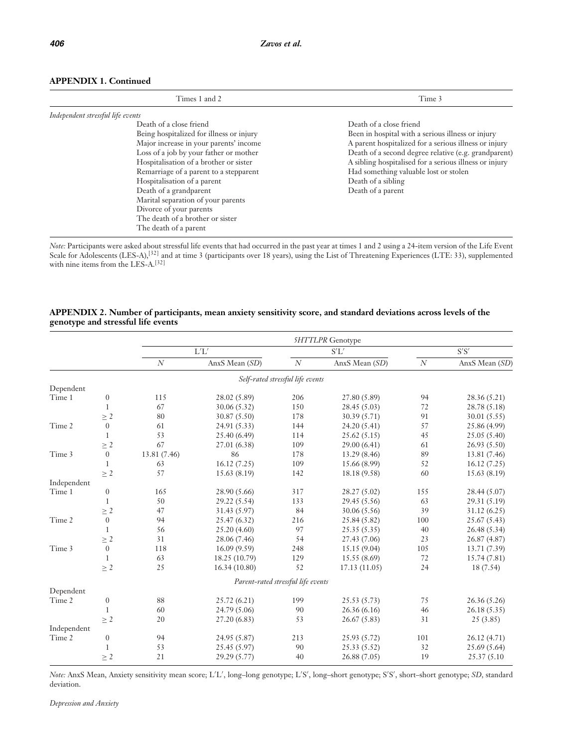**APPENDIX 1. Continued**

| | Times 1 and 2 | Time 3 |
|---|---|---|
| *Independent stressful life events* | | |
| | Death of a close friend | Death of a close friend |
| | Being hospitalized for illness or injury | Been in hospital with a serious illness or injury |
| | Major increase in your parents' income | A parent hospitalized for a serious illness or injury |
| | Loss of a job by your father or mother | Death of a second degree relative (e.g. grandparent) |
| | Hospitalisation of a brother or sister | A sibling hospitalised for a serious illness or injury |
| | Remarriage of a parent to a stepparent | Had something valuable lost or stolen |
| | Hospitalisation of a parent | Death of a sibling |
| | Death of a grandparent | Death of a parent |
| | Marital separation of your parents | |
| | Divorce of your parents | |
| | The death of a brother or sister | |
| | The death of a parent | |

*Note:* Participants were asked about stressful life events that had occurred in the past year at times 1 and 2 using a 24-item version of the Life Event Scale for Adolescents (LES-A),[32] and at time 3 (participants over 18 years), using the List of Threatening Experiences (LTE: 33), supplemented with nine items from the LES-A.[32]

**APPENDIX 2. Number of participants, mean anxiety sensitivity score, and standard deviations across levels of the genotype and stressful life events**

| | | *5HTTLPR* Genotype | | | | | |
|---|---|---|---|---|---|---|---|
| | | L′L′ | | S′L′ | | S′S′ | |
| | | *N* | AnxS Mean (*SD*) | *N* | AnxS Mean (*SD*) | *N* | AnxS Mean (*SD*) |
| | | *Self-rated stressful life events* | | | | | |
| Dependent | | | | | | | |
| Time 1 | 0 | 115 | 28.02 (5.89) | 206 | 27.80 (5.89) | 94 | 28.36 (5.21) |
| | 1 | 67 | 30.06 (5.32) | 150 | 28.45 (5.03) | 72 | 28.78 (5.18) |
| | ≥ 2 | 80 | 30.87 (5.50) | 178 | 30.39 (5.71) | 91 | 30.01 (5.55) |
| Time 2 | 0 | 61 | 24.91 (5.33) | 144 | 24.20 (5.41) | 57 | 25.86 (4.99) |
| | 1 | 53 | 25.40 (6.49) | 114 | 25.62 (5.15) | 45 | 25.05 (5.40) |
| | ≥ 2 | 67 | 27.01 (6.38) | 109 | 29.00 (6.41) | 61 | 26.93 (5.50) |
| Time 3 | 0 | 13.81 (7.46) | 86 | 178 | 13.29 (8.46) | 89 | 13.81 (7.46) |
| | 1 | 63 | 16.12 (7.25) | 109 | 15.66 (8.99) | 52 | 16.12 (7.25) |
| | ≥ 2 | 57 | 15.63 (8.19) | 142 | 18.18 (9.58) | 60 | 15.63 (8.19) |
| Independent | | | | | | | |
| Time 1 | 0 | 165 | 28.90 (5.66) | 317 | 28.27 (5.02) | 155 | 28.44 (5.07) |
| | 1 | 50 | 29.22 (5.54) | 133 | 29.45 (5.56) | 63 | 29.31 (5.19) |
| | ≥ 2 | 47 | 31.43 (5.97) | 84 | 30.06 (5.56) | 39 | 31.12 (6.25) |
| Time 2 | 0 | 94 | 25.47 (6.32) | 216 | 25.84 (5.82) | 100 | 25.67 (5.43) |
| | 1 | 56 | 25.20 (4.60) | 97 | 25.35 (5.35) | 40 | 26.48 (5.34) |
| | ≥ 2 | 31 | 28.06 (7.46) | 54 | 27.43 (7.06) | 23 | 26.87 (4.87) |
| Time 3 | 0 | 118 | 16.09 (9.59) | 248 | 15.15 (9.04) | 105 | 13.71 (7.39) |
| | 1 | 63 | 18.25 (10.79) | 129 | 15.55 (8.69) | 72 | 15.74 (7.81) |
| | ≥ 2 | 25 | 16.34 (10.80) | 52 | 17.13 (11.05) | 24 | 18 (7.54) |
| | | *Parent-rated stressful life events* | | | | | |
| Dependent | | | | | | | |
| Time 2 | 0 | 88 | 25.72 (6.21) | 199 | 25.53 (5.73) | 75 | 26.36 (5.26) |
| | 1 | 60 | 24.79 (5.06) | 90 | 26.36 (6.16) | 46 | 26.18 (5.35) |
| | ≥ 2 | 20 | 27.20 (6.83) | 53 | 26.67 (5.83) | 31 | 25 (3.85) |
| Independent | | | | | | | |
| Time 2 | 0 | 94 | 24.95 (5.87) | 213 | 25.93 (5.72) | 101 | 26.12 (4.71) |
| | 1 | 53 | 25.45 (5.97) | 90 | 25.33 (5.52) | 32 | 25.69 (5.64) |
| | ≥ 2 | 21 | 29.29 (5.77) | 40 | 26.88 (7.05) | 19 | 25.37 (5.10 |

*Note:* AnxS Mean, Anxiety sensitivity mean score; L′L′, long–long genotype; L′S′, long–short genotype; S′S′, short–short genotype; *SD*, standard deviation.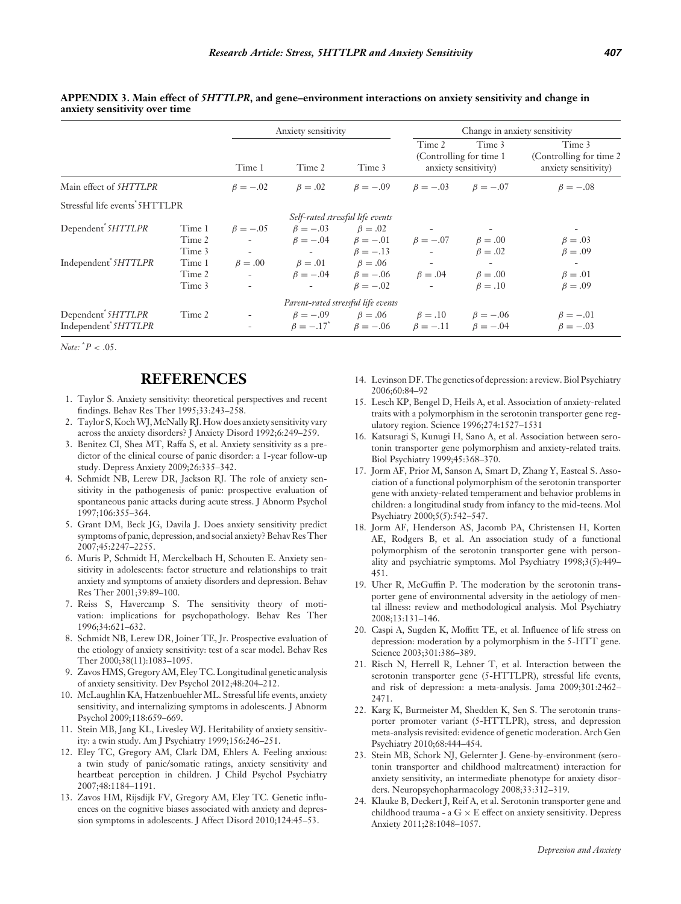**APPENDIX 3. Main effect of *5HTTLPR*, and gene–environment interactions on anxiety sensitivity and change in anxiety sensitivity over time**

| | | Anxiety sensitivity | | | Change in anxiety sensitivity | | |
|---|---|---|---|---|---|---|---|
| | | Time 1 | Time 2 | Time 3 | Time 2 (Controlling for time 1 anxiety sensitivity) | Time 3 (Controlling for time 1 anxiety sensitivity) | Time 3 (Controlling for time 2 anxiety sensitivity) |
| Main effect of *5HTTLPR* | | $\beta = -.02$ | $\beta = .02$ | $\beta = -.09$ | $\beta = -.03$ | $\beta = -.07$ | $\beta = -.08$ |
| Stressful life events* 5HTTLPR | | | | | | | |
| | | | *Self-rated stressful life events* | | | | |
| Dependent* *5HTTLPR* | Time 1 | $\beta = -.05$ | $\beta = -.03$ | $\beta = .02$ | - | - | - |
| | Time 2 | - | $\beta = -.04$ | $\beta = -.01$ | $\beta = -.07$ | $\beta = .00$ | $\beta = .03$ |
| | Time 3 | - | - | $\beta = -.13$ | - | $\beta = .02$ | $\beta = .09$ |
| Independent* *5HTTLPR* | Time 1 | $\beta = .00$ | $\beta = .01$ | $\beta = .06$ | - | - | - |
| | Time 2 | - | $\beta = -.04$ | $\beta = -.06$ | $\beta = .04$ | $\beta = .00$ | $\beta = .01$ |
| | Time 3 | - | - | $\beta = -.02$ | - | $\beta = .10$ | $\beta = .09$ |
| | | | *Parent-rated stressful life events* | | | | |
| Dependent* *5HTTLPR* | Time 2 | - | $\beta = -.09$ | $\beta = .06$ | $\beta = .10$ | $\beta = -.06$ | $\beta = -.01$ |
| Independent* *5HTTLPR* | | - | $\beta = -.17^*$ | $\beta = -.06$ | $\beta = -.11$ | $\beta = -.04$ | $\beta = -.03$ |

*Note:* $^*P < .05$.

# REFERENCES

1. Taylor S. Anxiety sensitivity: theoretical perspectives and recent findings. Behav Res Ther 1995;33:243–258.
2. Taylor S, Koch WJ, McNally RJ. How does anxiety sensitivity vary across the anxiety disorders? J Anxiety Disord 1992;6:249–259.
3. Benitez CI, Shea MT, Raffa S, et al. Anxiety sensitivity as a predictor of the clinical course of panic disorder: a 1-year follow-up study. Depress Anxiety 2009;26:335–342.
4. Schmidt NB, Lerew DR, Jackson RJ. The role of anxiety sensitivity in the pathogenesis of panic: prospective evaluation of spontaneous panic attacks during acute stress. J Abnorm Psychol 1997;106:355–364.
5. Grant DM, Beck JG, Davila J. Does anxiety sensitivity predict symptoms of panic, depression, and social anxiety? Behav Res Ther 2007;45:2247–2255.
6. Muris P, Schmidt H, Merckelbach H, Schouten E. Anxiety sensitivity in adolescents: factor structure and relationships to trait anxiety and symptoms of anxiety disorders and depression. Behav Res Ther 2001;39:89–100.
7. Reiss S, Havercamp S. The sensitivity theory of motivation: implications for psychopathology. Behav Res Ther 1996;34:621–632.
8. Schmidt NB, Lerew DR, Joiner TE, Jr. Prospective evaluation of the etiology of anxiety sensitivity: test of a scar model. Behav Res Ther 2000;38(11):1083–1095.
9. Zavos HMS, Gregory AM, Eley TC. Longitudinal genetic analysis of anxiety sensitivity. Dev Psychol 2012;48:204–212.
10. McLaughlin KA, Hatzenbuehler ML. Stressful life events, anxiety sensitivity, and internalizing symptoms in adolescents. J Abnorm Psychol 2009;118:659–669.
11. Stein MB, Jang KL, Livesley WJ. Heritability of anxiety sensitivity: a twin study. Am J Psychiatry 1999;156:246–251.
12. Eley TC, Gregory AM, Clark DM, Ehlers A. Feeling anxious: a twin study of panic/somatic ratings, anxiety sensitivity and heartbeat perception in children. J Child Psychol Psychiatry 2007;48:1184–1191.
13. Zavos HM, Rijsdijk FV, Gregory AM, Eley TC. Genetic influences on the cognitive biases associated with anxiety and depression symptoms in adolescents. J Affect Disord 2010;124:45–53.
14. Levinson DF. The genetics of depression: a review. Biol Psychiatry 2006;60:84–92
15. Lesch KP, Bengel D, Heils A, et al. Association of anxiety-related traits with a polymorphism in the serotonin transporter gene regulatory region. Science 1996;274:1527–1531
16. Katsuragi S, Kunugi H, Sano A, et al. Association between serotonin transporter gene polymorphism and anxiety-related traits. Biol Psychiatry 1999;45:368–370.
17. Jorm AF, Prior M, Sanson A, Smart D, Zhang Y, Easteal S. Association of a functional polymorphism of the serotonin transporter gene with anxiety-related temperament and behavior problems in children: a longitudinal study from infancy to the mid-teens. Mol Psychiatry 2000;5(5):542–547.
18. Jorm AF, Henderson AS, Jacomb PA, Christensen H, Korten AE, Rodgers B, et al. An association study of a functional polymorphism of the serotonin transporter gene with personality and psychiatric symptoms. Mol Psychiatry 1998;3(5):449–451.
19. Uher R, McGuffin P. The moderation by the serotonin transporter gene of environmental adversity in the aetiology of mental illness: review and methodological analysis. Mol Psychiatry 2008;13:131–146.
20. Caspi A, Sugden K, Moffitt TE, et al. Influence of life stress on depression: moderation by a polymorphism in the 5-HTT gene. Science 2003;301:386–389.
21. Risch N, Herrell R, Lehner T, et al. Interaction between the serotonin transporter gene (5-HTTLPR), stressful life events, and risk of depression: a meta-analysis. Jama 2009;301:2462–2471.
22. Karg K, Burmeister M, Shedden K, Sen S. The serotonin transporter promoter variant (5-HTTLPR), stress, and depression meta-analysis revisited: evidence of genetic moderation. Arch Gen Psychiatry 2010;68:444–454.
23. Stein MB, Schork NJ, Gelernter J. Gene-by-environment (serotonin transporter and childhood maltreatment) interaction for anxiety sensitivity, an intermediate phenotype for anxiety disorders. Neuropsychopharmacology 2008;33:312–319.
24. Klauke B, Deckert J, Reif A, et al. Serotonin transporter gene and childhood trauma - a G × E effect on anxiety sensitivity. Depress Anxiety 2011;28:1048–1057.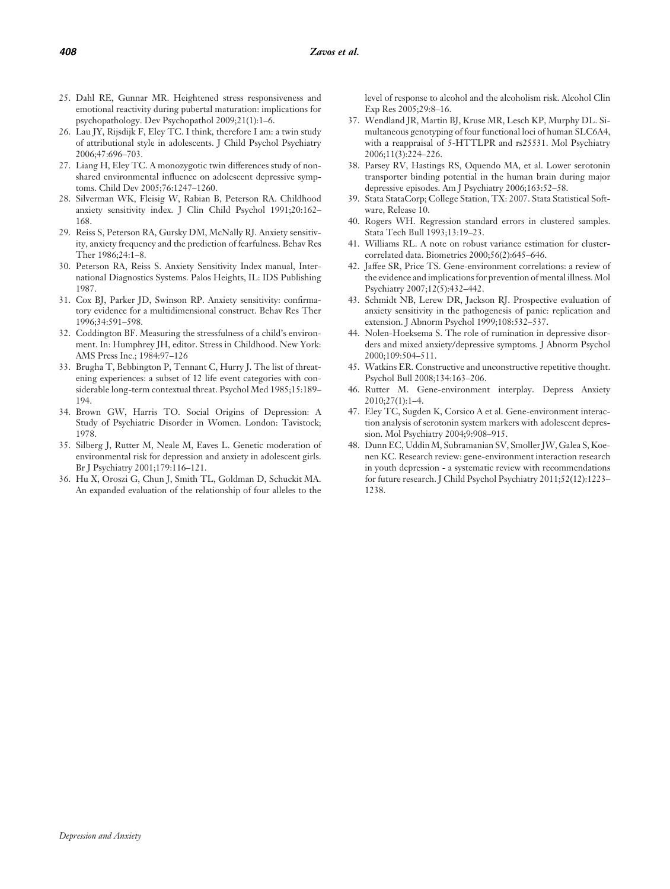25. Dahl RE, Gunnar MR. Heightened stress responsiveness and emotional reactivity during pubertal maturation: implications for psychopathology. Dev Psychopathol 2009;21(1):1–6.
26. Lau JY, Rijsdijk F, Eley TC. I think, therefore I am: a twin study of attributional style in adolescents. J Child Psychol Psychiatry 2006;47:696–703.
27. Liang H, Eley TC. A monozygotic twin differences study of nonshared environmental influence on adolescent depressive symptoms. Child Dev 2005;76:1247–1260.
28. Silverman WK, Fleisig W, Rabian B, Peterson RA. Childhood anxiety sensitivity index. J Clin Child Psychol 1991;20:162–168.
29. Reiss S, Peterson RA, Gursky DM, McNally RJ. Anxiety sensitivity, anxiety frequency and the prediction of fearfulness. Behav Res Ther 1986;24:1–8.
30. Peterson RA, Reiss S. Anxiety Sensitivity Index manual, International Diagnostics Systems. Palos Heights, IL: IDS Publishing 1987.
31. Cox BJ, Parker JD, Swinson RP. Anxiety sensitivity: confirmatory evidence for a multidimensional construct. Behav Res Ther 1996;34:591–598.
32. Coddington BF. Measuring the stressfulness of a child's environment. In: Humphrey JH, editor. Stress in Childhood. New York: AMS Press Inc.; 1984:97–126
33. Brugha T, Bebbington P, Tennant C, Hurry J. The list of threatening experiences: a subset of 12 life event categories with considerable long-term contextual threat. Psychol Med 1985;15:189–194.
34. Brown GW, Harris TO. Social Origins of Depression: A Study of Psychiatric Disorder in Women. London: Tavistock; 1978.
35. Silberg J, Rutter M, Neale M, Eaves L. Genetic moderation of environmental risk for depression and anxiety in adolescent girls. Br J Psychiatry 2001;179:116–121.
36. Hu X, Oroszi G, Chun J, Smith TL, Goldman D, Schuckit MA. An expanded evaluation of the relationship of four alleles to the level of response to alcohol and the alcoholism risk. Alcohol Clin Exp Res 2005;29:8–16.
37. Wendland JR, Martin BJ, Kruse MR, Lesch KP, Murphy DL. Simultaneous genotyping of four functional loci of human SLC6A4, with a reappraisal of 5-HTTLPR and rs25531. Mol Psychiatry 2006;11(3):224–226.
38. Parsey RV, Hastings RS, Oquendo MA, et al. Lower serotonin transporter binding potential in the human brain during major depressive episodes. Am J Psychiatry 2006;163:52–58.
39. Stata StataCorp; College Station, TX: 2007. Stata Statistical Software, Release 10.
40. Rogers WH. Regression standard errors in clustered samples. Stata Tech Bull 1993;13:19–23.
41. Williams RL. A note on robust variance estimation for cluster-correlated data. Biometrics 2000;56(2):645–646.
42. Jaffee SR, Price TS. Gene-environment correlations: a review of the evidence and implications for prevention of mental illness. Mol Psychiatry 2007;12(5):432–442.
43. Schmidt NB, Lerew DR, Jackson RJ. Prospective evaluation of anxiety sensitivity in the pathogenesis of panic: replication and extension. J Abnorm Psychol 1999;108:532–537.
44. Nolen-Hoeksema S. The role of rumination in depressive disorders and mixed anxiety/depressive symptoms. J Abnorm Psychol 2000;109:504–511.
45. Watkins ER. Constructive and unconstructive repetitive thought. Psychol Bull 2008;134:163–206.
46. Rutter M. Gene-environment interplay. Depress Anxiety 2010;27(1):1–4.
47. Eley TC, Sugden K, Corsico A et al. Gene-environment interaction analysis of serotonin system markers with adolescent depression. Mol Psychiatry 2004;9:908–915.
48. Dunn EC, Uddin M, Subramanian SV, Smoller JW, Galea S, Koenen KC. Research review: gene-environment interaction research in youth depression - a systematic review with recommendations for future research. J Child Psychol Psychiatry 2011;52(12):1223–1238.